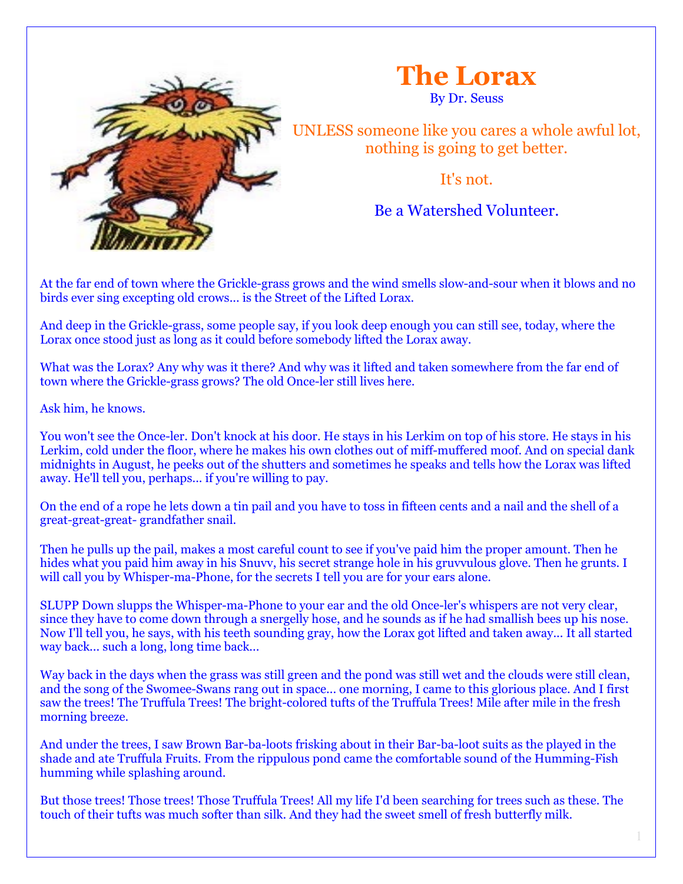# The Lorax

By Dr. Seuss

UNLESS someone like you cares a whole awful lot, nothing is going to get better.

It's not.

Be a Watershed Volunteer.

At the far end of town where the Grickle-grass grows and the wind smells slow-and-sour when it blows and no birds ever sing excepting old crows... is the Street of the Lifted Lorax.

And deep in the Grickle-grass, some people say, if you look deep enough you can still see, today, where the Lorax once stood just as long as it could before somebody lifted the Lorax away.

What was the Lorax? Any why was it there? And why was it lifted and taken somewhere from the far end of town where the Grickle-grass grows? The old Once-ler still lives here.

Ask him, he knows.

You won't see the Once-ler. Don't knock at his door. He stays in his Lerkim on top of his store. He stays in his Lerkim, cold under the floor, where he makes his own clothes out of miff-muffered moof. And on special dank midnights in August, he peeks out of the shutters and sometimes he speaks and tells how the Lorax was lifted away. He'll tell you, perhaps... if you're willing to pay.

On the end of a rope he lets down a tin pail and you have to toss in fifteen cents and a nail and the shell of a great-great-great- grandfather snail.

Then he pulls up the pail, makes a most careful count to see if you've paid him the proper amount. Then he hides what you paid him away in his Snuvv, his secret strange hole in his gruvvulous glove. Then he grunts. I will call you by Whisper-ma-Phone, for the secrets I tell you are for your ears alone.

SLUPP Down slupps the Whisper-ma-Phone to your ear and the old Once-ler's whispers are not very clear, since they have to come down through a snergelly hose, and he sounds as if he had smallish bees up his nose. Now I'll tell you, he says, with his teeth sounding gray, how the Lorax got lifted and taken away... It all started way back... such a long, long time back...

Way back in the days when the grass was still green and the pond was still wet and the clouds were still clean, and the song of the Swomee-Swans rang out in space... one morning, I came to this glorious place. And I first saw the trees! The Truffula Trees! The bright-colored tufts of the Truffula Trees! Mile after mile in the fresh morning breeze.

And under the trees, I saw Brown Bar-ba-loots frisking about in their Bar-ba-loot suits as the played in the shade and ate Truffula Fruits. From the rippulous pond came the comfortable sound of the Humming-Fish humming while splashing around.

But those trees! Those trees! Those Truffula Trees! All my life I'd been searching for trees such as these. The touch of their tufts was much softer than silk. And they had the sweet smell of fresh butterfly milk.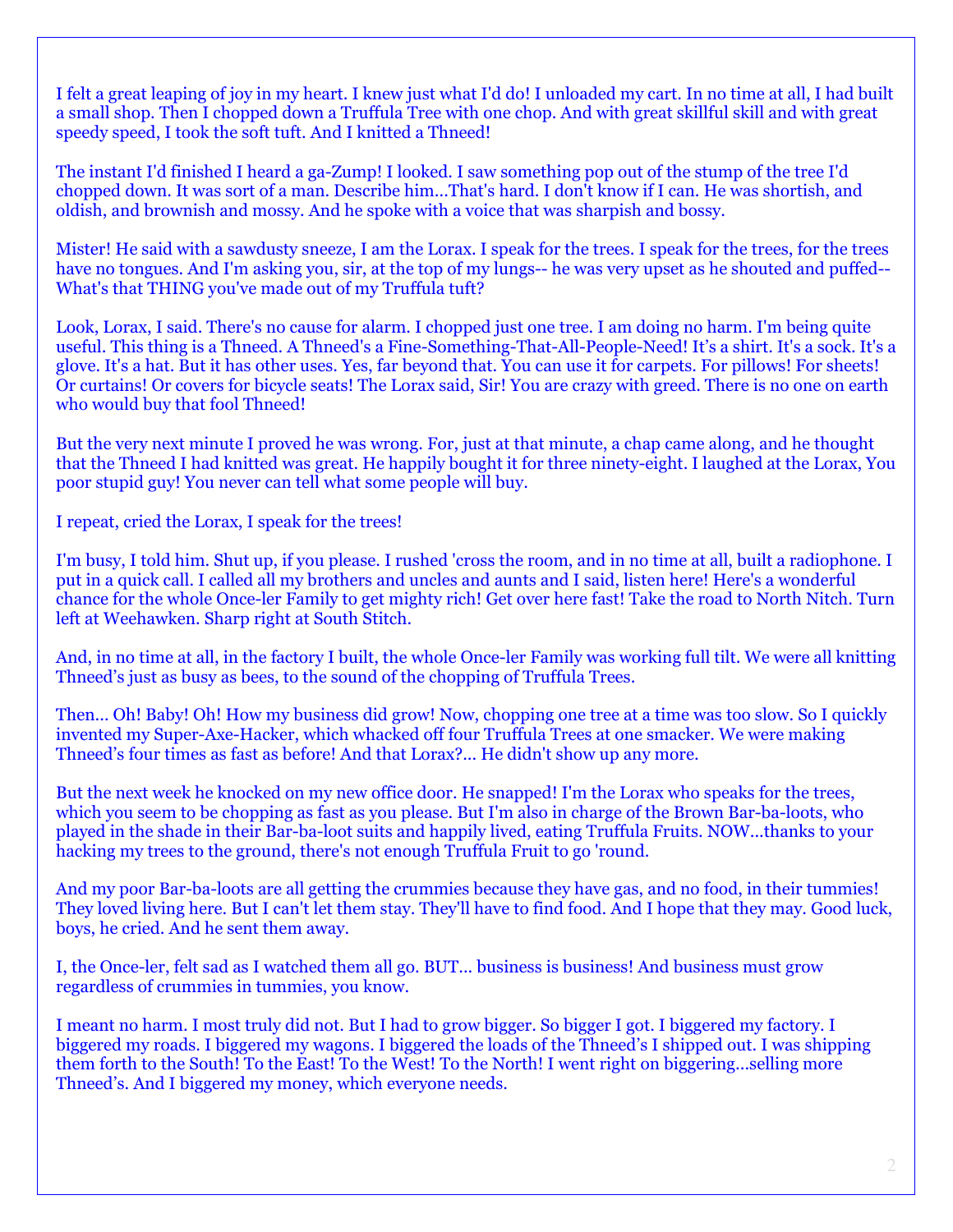I felt a great leaping of joy in my heart. I knew just what I'd do! I unloaded my cart. In no time at all, I had built a small shop. Then I chopped down a Truffula Tree with one chop. And with great skillful skill and with great speedy speed, I took the soft tuft. And I knitted a Thneed!

The instant I'd finished I heard a ga-Zump! I looked. I saw something pop out of the stump of the tree I'd chopped down. It was sort of a man. Describe him...That's hard. I don't know if I can. He was shortish, and oldish, and brownish and mossy. And he spoke with a voice that was sharpish and bossy.

Mister! He said with a sawdusty sneeze, I am the Lorax. I speak for the trees. I speak for the trees, for the trees have no tongues. And I'm asking you, sir, at the top of my lungs-- he was very upset as he shouted and puffed-- What's that THING you've made out of my Truffula tuft?

Look, Lorax, I said. There's no cause for alarm. I chopped just one tree. I am doing no harm. I'm being quite useful. This thing is a Thneed. A Thneed's a Fine-Something-That-All-People-Need! It's a shirt. It's a sock. It's a glove. It's a hat. But it has other uses. Yes, far beyond that. You can use it for carpets. For pillows! For sheets! Or curtains! Or covers for bicycle seats! The Lorax said, Sir! You are crazy with greed. There is no one on earth who would buy that fool Thneed!

But the very next minute I proved he was wrong. For, just at that minute, a chap came along, and he thought that the Thneed I had knitted was great. He happily bought it for three ninety-eight. I laughed at the Lorax, You poor stupid guy! You never can tell what some people will buy.

I repeat, cried the Lorax, I speak for the trees!

I'm busy, I told him. Shut up, if you please. I rushed 'cross the room, and in no time at all, built a radiophone. I put in a quick call. I called all my brothers and uncles and aunts and I said, listen here! Here's a wonderful chance for the whole Once-ler Family to get mighty rich! Get over here fast! Take the road to North Nitch. Turn left at Weehawken. Sharp right at South Stitch.

And, in no time at all, in the factory I built, the whole Once-ler Family was working full tilt. We were all knitting Thneed's just as busy as bees, to the sound of the chopping of Truffula Trees.

Then... Oh! Baby! Oh! How my business did grow! Now, chopping one tree at a time was too slow. So I quickly invented my Super-Axe-Hacker, which whacked off four Truffula Trees at one smacker. We were making Thneed's four times as fast as before! And that Lorax?... He didn't show up any more.

But the next week he knocked on my new office door. He snapped! I'm the Lorax who speaks for the trees, which you seem to be chopping as fast as you please. But I'm also in charge of the Brown Bar-ba-loots, who played in the shade in their Bar-ba-loot suits and happily lived, eating Truffula Fruits. NOW...thanks to your hacking my trees to the ground, there's not enough Truffula Fruit to go 'round.

And my poor Bar-ba-loots are all getting the crummies because they have gas, and no food, in their tummies! They loved living here. But I can't let them stay. They'll have to find food. And I hope that they may. Good luck, boys, he cried. And he sent them away.

I, the Once-ler, felt sad as I watched them all go. BUT... business is business! And business must grow regardless of crummies in tummies, you know.

I meant no harm. I most truly did not. But I had to grow bigger. So bigger I got. I biggered my factory. I biggered my roads. I biggered my wagons. I biggered the loads of the Thneed's I shipped out. I was shipping them forth to the South! To the East! To the West! To the North! I went right on biggering...selling more Thneed's. And I biggered my money, which everyone needs.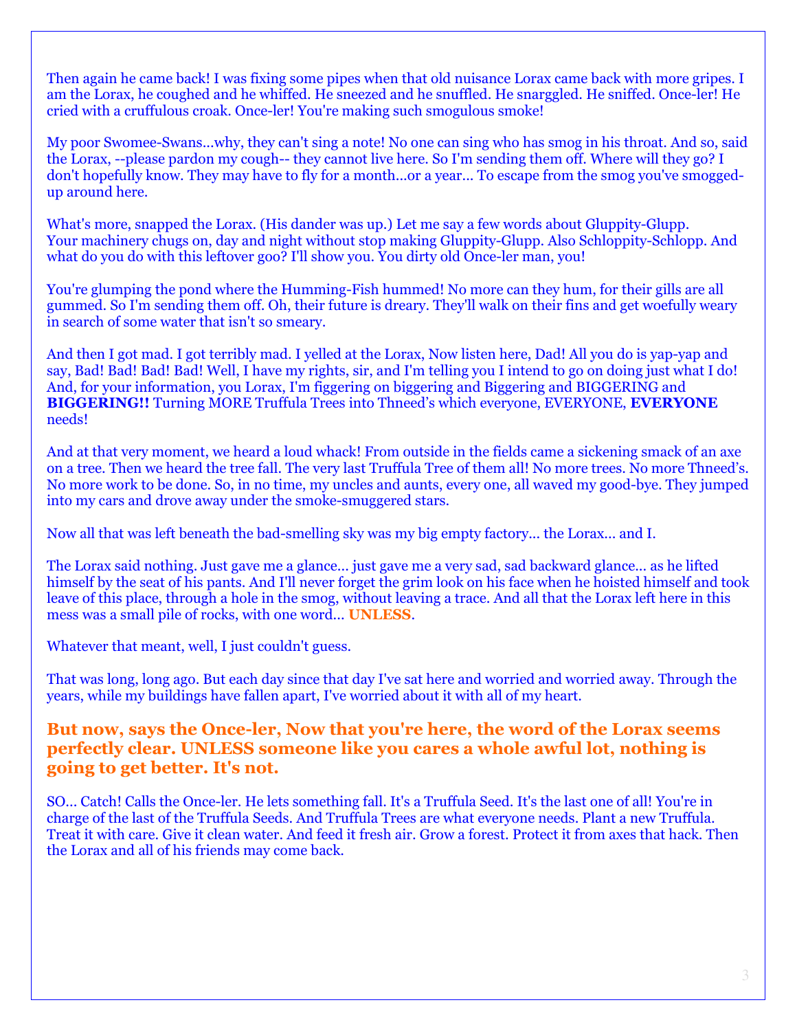Then again he came back! I was fixing some pipes when that old nuisance Lorax came back with more gripes. I am the Lorax, he coughed and he whiffed. He sneezed and he snuffled. He snarggled. He sniffed. Once-ler! He cried with a cruffulous croak. Once-ler! You're making such smogulous smoke!

My poor Swomee-Swans...why, they can't sing a note! No one can sing who has smog in his throat. And so, said the Lorax, --please pardon my cough-- they cannot live here. So I'm sending them off. Where will they go? I don't hopefully know. They may have to fly for a month...or a year... To escape from the smog you've smogged-up around here.

What's more, snapped the Lorax. (His dander was up.) Let me say a few words about Gluppity-Glupp. Your machinery chugs on, day and night without stop making Gluppity-Glupp. Also Schloppity-Schlopp. And what do you do with this leftover goo? I'll show you. You dirty old Once-ler man, you!

You're glumping the pond where the Humming-Fish hummed! No more can they hum, for their gills are all gummed. So I'm sending them off. Oh, their future is dreary. They'll walk on their fins and get woefully weary in search of some water that isn't so smeary.

And then I got mad. I got terribly mad. I yelled at the Lorax, Now listen here, Dad! All you do is yap-yap and say, Bad! Bad! Bad! Bad! Well, I have my rights, sir, and I'm telling you I intend to go on doing just what I do! And, for your information, you Lorax, I'm figgering on biggering and Biggering and BIGGERING and **BIGGERING!!** Turning MORE Truffula Trees into Thneed's which everyone, EVERYONE, **EVERYONE** needs!

And at that very moment, we heard a loud whack! From outside in the fields came a sickening smack of an axe on a tree. Then we heard the tree fall. The very last Truffula Tree of them all! No more trees. No more Thneed's. No more work to be done. So, in no time, my uncles and aunts, every one, all waved my good-bye. They jumped into my cars and drove away under the smoke-smuggered stars.

Now all that was left beneath the bad-smelling sky was my big empty factory... the Lorax... and I.

The Lorax said nothing. Just gave me a glance... just gave me a very sad, sad backward glance... as he lifted himself by the seat of his pants. And I'll never forget the grim look on his face when he hoisted himself and took leave of this place, through a hole in the smog, without leaving a trace. And all that the Lorax left here in this mess was a small pile of rocks, with one word... **UNLESS**.

Whatever that meant, well, I just couldn't guess.

That was long, long ago. But each day since that day I've sat here and worried and worried away. Through the years, while my buildings have fallen apart, I've worried about it with all of my heart.

**But now, says the Once-ler, Now that you're here, the word of the Lorax seems perfectly clear. UNLESS someone like you cares a whole awful lot, nothing is going to get better. It's not.**

SO... Catch! Calls the Once-ler. He lets something fall. It's a Truffula Seed. It's the last one of all! You're in charge of the last of the Truffula Seeds. And Truffula Trees are what everyone needs. Plant a new Truffula. Treat it with care. Give it clean water. And feed it fresh air. Grow a forest. Protect it from axes that hack. Then the Lorax and all of his friends may come back.